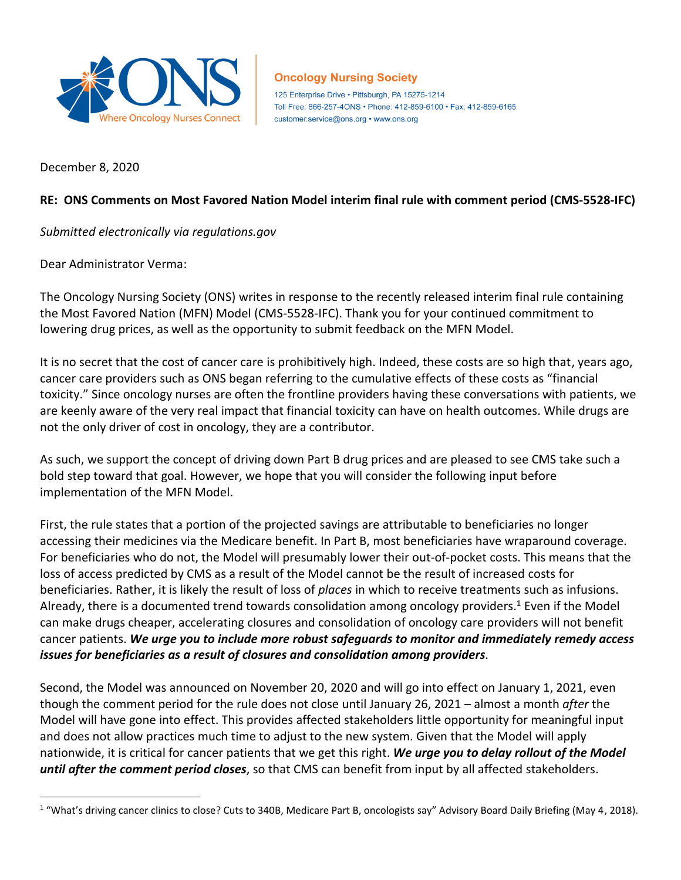**Oncology Nursing Society**

125 Enterprise Drive • Pittsburgh, PA 15275-1214
Toll Free: 866-257-4ONS • Phone: 412-859-6100 • Fax: 412-859-6165
customer.service@ons.org • www.ons.org

December 8, 2020

**RE: ONS Comments on Most Favored Nation Model interim final rule with comment period (CMS-5528-IFC)**

*Submitted electronically via regulations.gov*

Dear Administrator Verma:

The Oncology Nursing Society (ONS) writes in response to the recently released interim final rule containing the Most Favored Nation (MFN) Model (CMS-5528-IFC). Thank you for your continued commitment to lowering drug prices, as well as the opportunity to submit feedback on the MFN Model.

It is no secret that the cost of cancer care is prohibitively high. Indeed, these costs are so high that, years ago, cancer care providers such as ONS began referring to the cumulative effects of these costs as "financial toxicity." Since oncology nurses are often the frontline providers having these conversations with patients, we are keenly aware of the very real impact that financial toxicity can have on health outcomes. While drugs are not the only driver of cost in oncology, they are a contributor.

As such, we support the concept of driving down Part B drug prices and are pleased to see CMS take such a bold step toward that goal. However, we hope that you will consider the following input before implementation of the MFN Model.

First, the rule states that a portion of the projected savings are attributable to beneficiaries no longer accessing their medicines via the Medicare benefit. In Part B, most beneficiaries have wraparound coverage. For beneficiaries who do not, the Model will presumably lower their out-of-pocket costs. This means that the loss of access predicted by CMS as a result of the Model cannot be the result of increased costs for beneficiaries. Rather, it is likely the result of loss of *places* in which to receive treatments such as infusions. Already, there is a documented trend towards consolidation among oncology providers.[1] Even if the Model can make drugs cheaper, accelerating closures and consolidation of oncology care providers will not benefit cancer patients. ***We urge you to include more robust safeguards to monitor and immediately remedy access issues for beneficiaries as a result of closures and consolidation among providers***.

Second, the Model was announced on November 20, 2020 and will go into effect on January 1, 2021, even though the comment period for the rule does not close until January 26, 2021 – almost a month *after* the Model will have gone into effect. This provides affected stakeholders little opportunity for meaningful input and does not allow practices much time to adjust to the new system. Given that the Model will apply nationwide, it is critical for cancer patients that we get this right. ***We urge you to delay rollout of the Model until after the comment period closes***, so that CMS can benefit from input by all affected stakeholders.

---

[1] "What's driving cancer clinics to close? Cuts to 340B, Medicare Part B, oncologists say" Advisory Board Daily Briefing (May 4, 2018).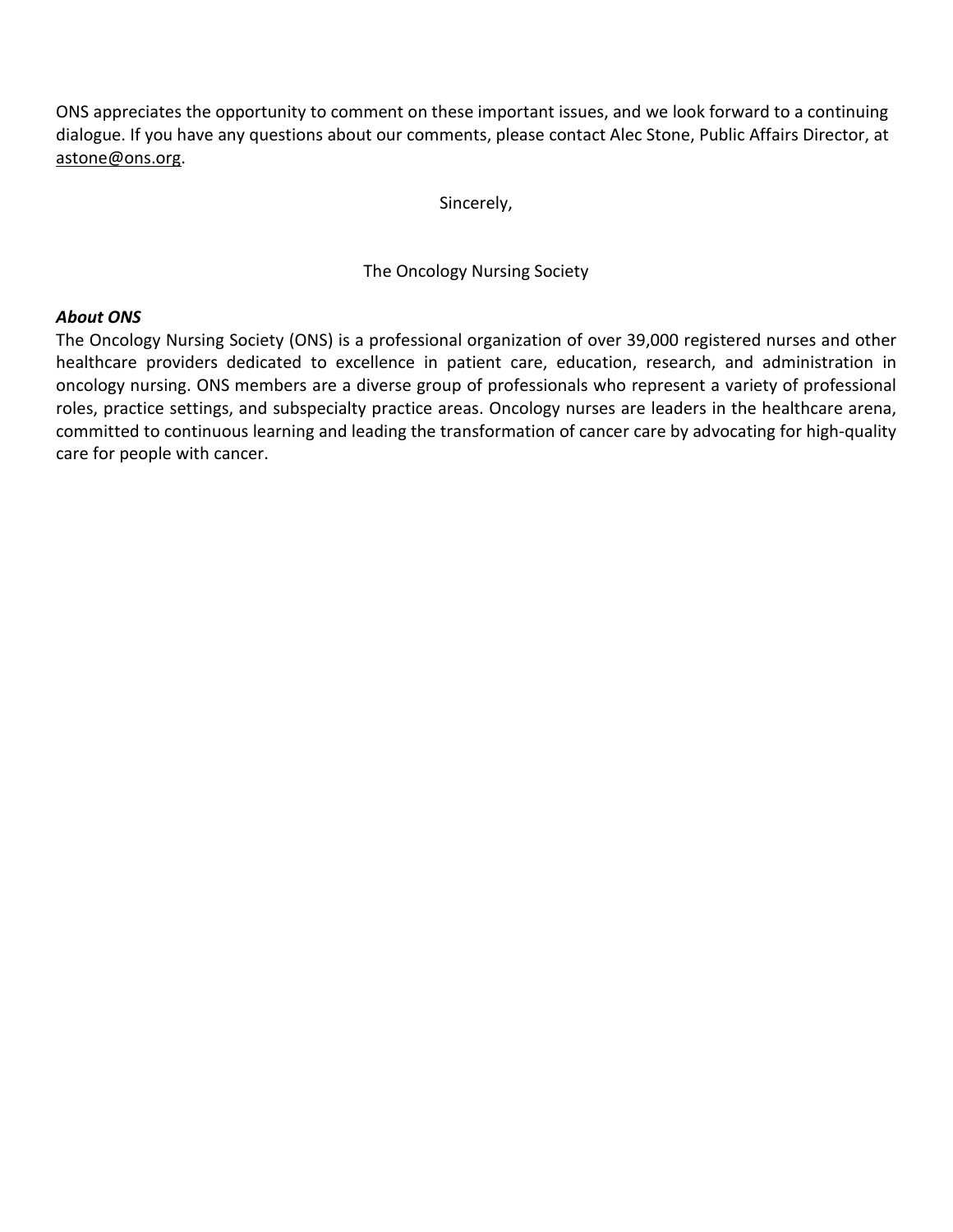ONS appreciates the opportunity to comment on these important issues, and we look forward to a continuing dialogue. If you have any questions about our comments, please contact Alec Stone, Public Affairs Director, at astone@ons.org.

Sincerely,

The Oncology Nursing Society

***About ONS***

The Oncology Nursing Society (ONS) is a professional organization of over 39,000 registered nurses and other healthcare providers dedicated to excellence in patient care, education, research, and administration in oncology nursing. ONS members are a diverse group of professionals who represent a variety of professional roles, practice settings, and subspecialty practice areas. Oncology nurses are leaders in the healthcare arena, committed to continuous learning and leading the transformation of cancer care by advocating for high-quality care for people with cancer.